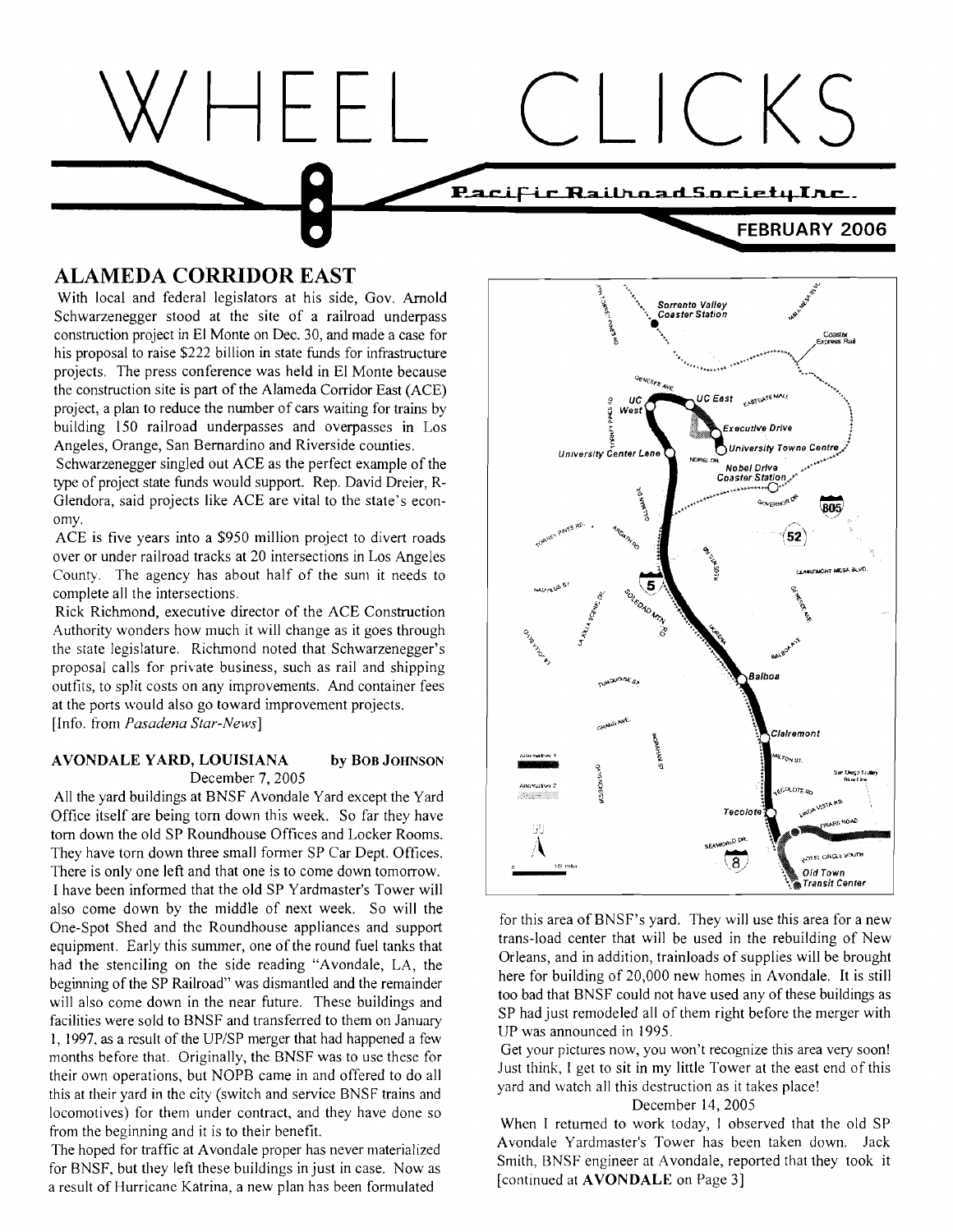# WHEEL CLICKS

Pacific Railroad Society Inc.

FEBRUARY 2006

## ALAMEDA CORRIDOR EAST

With local and federal legislators at his side, Gov. Arnold Schwarzenegger stood at the site of a railroad underpass construction project in El Monte on Dec. 30, and made a case for his proposal to raise $222 billion in state funds for infrastructure projects. The press conference was held in El Monte because the construction site is part of the Alameda Corridor East (ACE) project, a plan to reduce the number of cars waiting for trains by building 150 railroad underpasses and overpasses in Los Angeles, Orange, San Bernardino and Riverside counties.

Schwarzenegger singled out ACE as the perfect example of the type of project state funds would support. Rep. David Dreier, R-Glendora, said projects like ACE are vital to the state's economy.

ACE is five years into a $950 million project to divert roads over or under railroad tracks at 20 intersections in Los Angeles County. The agency has about half of the sum it needs to complete all the intersections.

Rick Richmond, executive director of the ACE Construction Authority wonders how much it will change as it goes through the state legislature. Richmond noted that Schwarzenegger's proposal calls for private business, such as rail and shipping outfits, to split costs on any improvements. And container fees at the ports would also go toward improvement projects.

[Info. from *Pasadena Star-News*]

### AVONDALE YARD, LOUISIANA by BOB JOHNSON

December 7, 2005

All the yard buildings at BNSF Avondale Yard except the Yard Office itself are being torn down this week. So far they have torn down the old SP Roundhouse Offices and Locker Rooms. They have torn down three small former SP Car Dept. Offices. There is only one left and that one is to come down tomorrow.

I have been informed that the old SP Yardmaster's Tower will also come down by the middle of next week. So will the One-Spot Shed and the Roundhouse appliances and support equipment. Early this summer, one of the round fuel tanks that had the stenciling on the side reading "Avondale, LA, the beginning of the SP Railroad" was dismantled and the remainder will also come down in the near future. These buildings and facilities were sold to BNSF and transferred to them on January 1, 1997, as a result of the UP/SP merger that had happened a few months before that. Originally, the BNSF was to use these for their own operations, but NOPB came in and offered to do all this at their yard in the city (switch and service BNSF trains and locomotives) for them under contract, and they have done so from the beginning and it is to their benefit.

The hoped for traffic at Avondale proper has never materialized for BNSF, but they left these buildings in just in case. Now as a result of Hurricane Katrina, a new plan has been formulated for this area of BNSF's yard. They will use this area for a new trans-load center that will be used in the rebuilding of New Orleans, and in addition, trainloads of supplies will be brought here for building of 20,000 new homes in Avondale. It is still too bad that BNSF could not have used any of these buildings as SP had just remodeled all of them right before the merger with UP was announced in 1995.

Get your pictures now, you won't recognize this area very soon! Just think, I get to sit in my little Tower at the east end of this yard and watch all this destruction as it takes place!

December 14, 2005

When I returned to work today, I observed that the old SP Avondale Yardmaster's Tower has been taken down. Jack Smith, BNSF engineer at Avondale, reported that they took it [continued at **AVONDALE** on Page 3]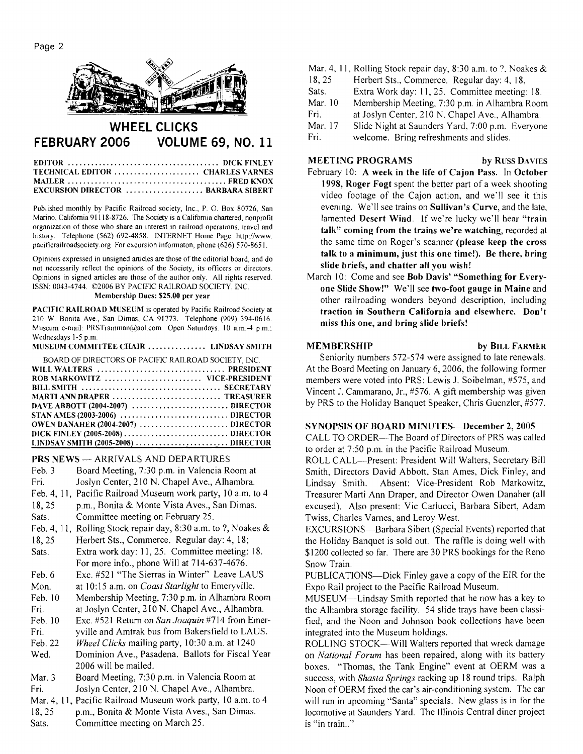# WHEEL CLICKS

## FEBRUARY 2006 VOLUME 69, NO. 11

EDITOR .................................... DICK FINLEY
TECHNICAL EDITOR .................... CHARLES VARNES
MAILER ...................................... FRED KNOX
EXCURSION DIRECTOR .................. BARBARA SIBERT

Published monthly by Pacific Railroad society, Inc., P. O. Box 80726, San Marino, California 91118-8726. The Society is a California chartered, nonprofit organization of those who share an interest in railroad operations, travel and history. Telephone (562) 692-4858. INTERNET Home Page: http://www.pacificrailroadsociety.org For excursion informaton, phone (626) 570-8651.

Opinions expressed in unsigned articles are those of the editorial board, and do not necessarily reflect the opinions of the Society, its officers or directors. Opinions in signed articles are those of the author only. All rights reserved. ISSN: 0043-4744. ©2006 BY PACIFIC RAILROAD SOCIETY, INC.

**Membership Dues: $25.00 per year**

**PACIFIC RAILROAD MUSEUM** is operated by Pacific Railroad Society at 210 W. Bonita Ave., San Dimas, CA 91773. Telephone (909) 394-0616. Museum e-mail: PRSTrainman@aol.com Open Saturdays. 10 a.m.-4 p.m.; Wednesdays 1-5 p.m.

MUSEUM COMMITTEE CHAIR .............. LINDSAY SMITH

BOARD OF DIRECTORS OF PACIFIC RAILROAD SOCIETY, INC.

WILL WALTERS ................................ PRESIDENT
ROB MARKOWITZ ........................ VICE-PRESIDENT
BILL SMITH .................................. SECRETARY
MARTI ANN DRAPER .......................... TREASURER
DAVE ABBOTT (2004-2007) ........................ DIRECTOR
STAN AMES (2003-2006) .......................... DIRECTOR
OWEN DANAHER (2004-2007) ...................... DIRECTOR
DICK FINLEY (2005-2008) .......................... DIRECTOR
LINDSAY SMITH (2005-2008) ........................ DIRECTOR

## PRS NEWS — ARRIVALS AND DEPARTURES

| | |
|---|---|
| Feb. 3 Fri. | Board Meeting, 7:30 p.m. in Valencia Room at Joslyn Center, 210 N. Chapel Ave., Alhambra. |
| Feb. 4, 11, 18, 25 Sats. | Pacific Railroad Museum work party, 10 a.m. to 4 p.m., Bonita & Monte Vista Aves., San Dimas. Committee meeting on February 25. |
| Feb. 4, 11, 18, 25 Sats. | Rolling Stock repair day, 8:30 a.m. to ?, Noakes & Herbert Sts., Commerce. Regular day: 4, 18; Extra work day: 11, 25. Committee meeting: 18. For more info., phone Will at 714-637-4676. |
| Feb. 6 Mon. | Exc. #521 "The Sierras in Winter" Leave LAUS at 10:15 a.m. on *Coast Starlight* to Emeryville. |
| Feb. 10 Fri. | Membership Meeting, 7:30 p.m. in Alhambra Room at Joslyn Center, 210 N. Chapel Ave., Alhambra. |
| Feb. 10 Fri. | Exc. #521 Return on *San Joaquin* #714 from Emeryville and Amtrak bus from Bakersfield to LAUS. |
| Feb. 22 Wed. | *Wheel Clicks* mailing party, 10:30 a.m. at 1240 Dominion Ave., Pasadena. Ballots for Fiscal Year 2006 will be mailed. |
| Mar. 3 Fri. | Board Meeting, 7:30 p.m. in Valencia Room at Joslyn Center, 210 N. Chapel Ave., Alhambra. |
| Mar. 4, 11, 18, 25 Sats. | Pacific Railroad Museum work party, 10 a.m. to 4 p.m., Bonita & Monte Vista Aves., San Dimas. Committee meeting on March 25. |
| Mar. 4, 11, 18, 25 Sats. | Rolling Stock repair day, 8:30 a.m. to ?, Noakes & Herbert Sts., Commerce. Regular day: 4, 18, Extra Work day: 11, 25. Committee meeting: 18. |
| Mar. 10 Fri. | Membership Meeting, 7:30 p.m. in Alhambra Room at Joslyn Center, 210 N. Chapel Ave., Alhambra. |
| Mar. 17 Fri. | Slide Night at Saunders Yard, 7:00 p.m. Everyone welcome. Bring refreshments and slides. |

## MEETING PROGRAMS — by RUSS DAVIES

February 10: **A week in the life of Cajon Pass.** In **October 1998, Roger Fogt** spent the better part of a week shooting video footage of the Cajon action, and we'll see it this evening. We'll see trains on **Sullivan's Curve**, and the late, lamented **Desert Wind**. If we're lucky we'll hear **"train talk" coming from the trains we're watching**, recorded at the same time on Roger's scanner **(please keep the cross talk to a minimum, just this one time!). Be there, bring slide briefs, and chatter all you wish!**

March 10: Come and see **Bob Davis' "Something for Everyone Slide Show!"** We'll see **two-foot gauge in Maine** and other railroading wonders beyond description, including **traction in Southern California and elsewhere. Don't miss this one, and bring slide briefs!**

## MEMBERSHIP — by BILL FARMER

Seniority numbers 572-574 were assigned to late renewals. At the Board Meeting on January 6, 2006, the following former members were voted into PRS: Lewis J. Soibelman, #575, and Vincent J. Cammarano, Jr., #576. A gift membership was given by PRS to the Holiday Banquet Speaker, Chris Guenzler, #577.

## SYNOPSIS OF BOARD MINUTES—December 2, 2005

CALL TO ORDER—The Board of Directors of PRS was called to order at 7:50 p.m. in the Pacific Railroad Museum.

ROLL CALL—Present: President Will Walters, Secretary Bill Smith, Directors David Abbott, Stan Ames, Dick Finley, and Lindsay Smith. Absent: Vice-President Rob Markowitz, Treasurer Marti Ann Draper, and Director Owen Danaher (all excused). Also present: Vic Carlucci, Barbara Sibert, Adam Twiss, Charles Varnes, and Leroy West.

EXCURSIONS—Barbara Sibert (Special Events) reported that the Holiday Banquet is sold out. The raffle is doing well with $1200 collected so far. There are 30 PRS bookings for the Reno Snow Train.

PUBLICATIONS—Dick Finley gave a copy of the EIR for the Expo Rail project to the Pacific Railroad Museum.

MUSEUM—Lindsay Smith reported that he now has a key to the Alhambra storage facility. 54 slide trays have been classified, and the Noon and Johnson book collections have been integrated into the Museum holdings.

ROLLING STOCK—Will Walters reported that wreck damage on *National Forum* has been repaired, along with its battery boxes. "Thomas, the Tank Engine" event at OERM was a success, with *Shasta Springs* racking up 18 round trips. Ralph Noon of OERM fixed the car's air-conditioning system. The car will run in upcoming "Santa" specials. New glass is in for the locomotive at Saunders Yard. The Illinois Central diner project is "in train.."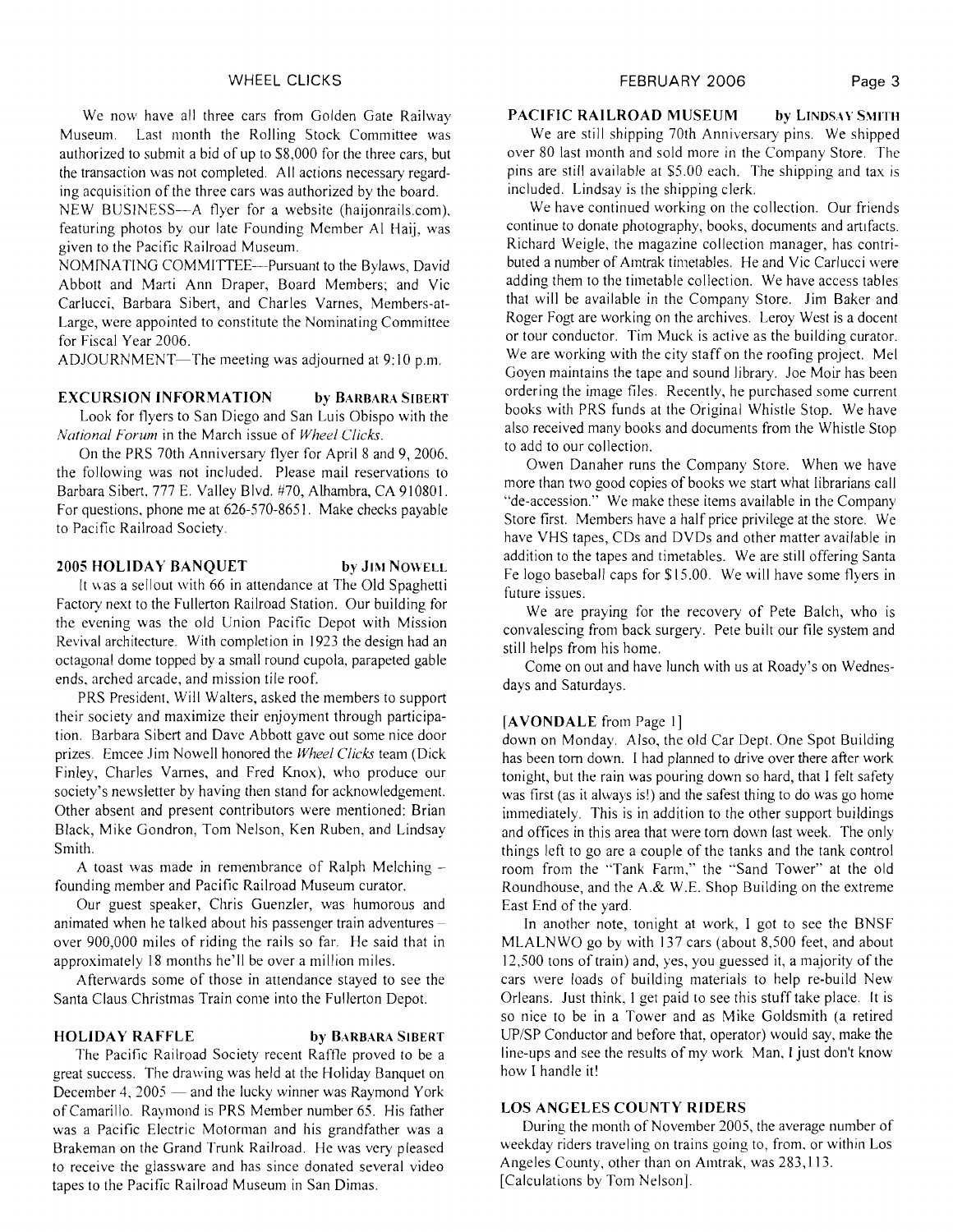We now have all three cars from Golden Gate Railway Museum. Last month the Rolling Stock Committee was authorized to submit a bid of up to $8,000 for the three cars, but the transaction was not completed. All actions necessary regarding acquisition of the three cars was authorized by the board.

NEW BUSINESS—A flyer for a website (haijonrails.com), featuring photos by our late Founding Member Al Haij, was given to the Pacific Railroad Museum.

NOMINATING COMMITTEE—Pursuant to the Bylaws, David Abbott and Marti Ann Draper, Board Members; and Vic Carlucci, Barbara Sibert, and Charles Varnes, Members-at-Large, were appointed to constitute the Nominating Committee for Fiscal Year 2006.

ADJOURNMENT—The meeting was adjourned at 9:10 p.m.

## EXCURSION INFORMATION — by Barbara Sibert

Look for flyers to San Diego and San Luis Obispo with the *National Forum* in the March issue of *Wheel Clicks*.

On the PRS 70th Anniversary flyer for April 8 and 9, 2006, the following was not included. Please mail reservations to Barbara Sibert, 777 E. Valley Blvd. #70, Alhambra, CA 910801. For questions, phone me at 626-570-8651. Make checks payable to Pacific Railroad Society.

## 2005 HOLIDAY BANQUET — by Jim Nowell

It was a sellout with 66 in attendance at The Old Spaghetti Factory next to the Fullerton Railroad Station. Our building for the evening was the old Union Pacific Depot with Mission Revival architecture. With completion in 1923 the design had an octagonal dome topped by a small round cupola, parapeted gable ends, arched arcade, and mission tile roof.

PRS President, Will Walters, asked the members to support their society and maximize their enjoyment through participation. Barbara Sibert and Dave Abbott gave out some nice door prizes. Emcee Jim Nowell honored the *Wheel Clicks* team (Dick Finley, Charles Varnes, and Fred Knox), who produce our society's newsletter by having then stand for acknowledgement. Other absent and present contributors were mentioned: Brian Black, Mike Gondron, Tom Nelson, Ken Ruben, and Lindsay Smith.

A toast was made in remembrance of Ralph Melching – founding member and Pacific Railroad Museum curator.

Our guest speaker, Chris Guenzler, was humorous and animated when he talked about his passenger train adventures – over 900,000 miles of riding the rails so far. He said that in approximately 18 months he'll be over a million miles.

Afterwards some of those in attendance stayed to see the Santa Claus Christmas Train come into the Fullerton Depot.

## HOLIDAY RAFFLE — by Barbara Sibert

The Pacific Railroad Society recent Raffle proved to be a great success. The drawing was held at the Holiday Banquet on December 4, 2005 — and the lucky winner was Raymond York of Camarillo. Raymond is PRS Member number 65. His father was a Pacific Electric Motorman and his grandfather was a Brakeman on the Grand Trunk Railroad. He was very pleased to receive the glassware and has since donated several video tapes to the Pacific Railroad Museum in San Dimas.

## PACIFIC RAILROAD MUSEUM — by Lindsay Smith

We are still shipping 70th Anniversary pins. We shipped over 80 last month and sold more in the Company Store. The pins are still available at $5.00 each. The shipping and tax is included. Lindsay is the shipping clerk.

We have continued working on the collection. Our friends continue to donate photography, books, documents and artifacts. Richard Weigle, the magazine collection manager, has contributed a number of Amtrak timetables. He and Vic Carlucci were adding them to the timetable collection. We have access tables that will be available in the Company Store. Jim Baker and Roger Fogt are working on the archives. Leroy West is a docent or tour conductor. Tim Muck is active as the building curator. We are working with the city staff on the roofing project. Mel Goyen maintains the tape and sound library. Joe Moir has been ordering the image files. Recently, he purchased some current books with PRS funds at the Original Whistle Stop. We have also received many books and documents from the Whistle Stop to add to our collection.

Owen Danaher runs the Company Store. When we have more than two good copies of books we start what librarians call "de-accession." We make these items available in the Company Store first. Members have a half price privilege at the store. We have VHS tapes, CDs and DVDs and other matter available in addition to the tapes and timetables. We are still offering Santa Fe logo baseball caps for $15.00. We will have some flyers in future issues.

We are praying for the recovery of Pete Balch, who is convalescing from back surgery. Pete built our file system and still helps from his home.

Come on out and have lunch with us at Roady's on Wednesdays and Saturdays.

## [AVONDALE from Page 1]

down on Monday. Also, the old Car Dept. One Spot Building has been torn down. I had planned to drive over there after work tonight, but the rain was pouring down so hard, that I felt safety was first (as it always is!) and the safest thing to do was go home immediately. This is in addition to the other support buildings and offices in this area that were torn down last week. The only things left to go are a couple of the tanks and the tank control room from the "Tank Farm," the "Sand Tower" at the old Roundhouse, and the A.& W.E. Shop Building on the extreme East End of the yard.

In another note, tonight at work, I got to see the BNSF MLALNWO go by with 137 cars (about 8,500 feet, and about 12,500 tons of train) and, yes, you guessed it, a majority of the cars were loads of building materials to help re-build New Orleans. Just think, I get paid to see this stuff take place. It is so nice to be in a Tower and as Mike Goldsmith (a retired UP/SP Conductor and before that, operator) would say, make the line-ups and see the results of my work Man, I just don't know how I handle it!

## LOS ANGELES COUNTY RIDERS

During the month of November 2005, the average number of weekday riders traveling on trains going to, from, or within Los Angeles County, other than on Amtrak, was 283,113. [Calculations by Tom Nelson].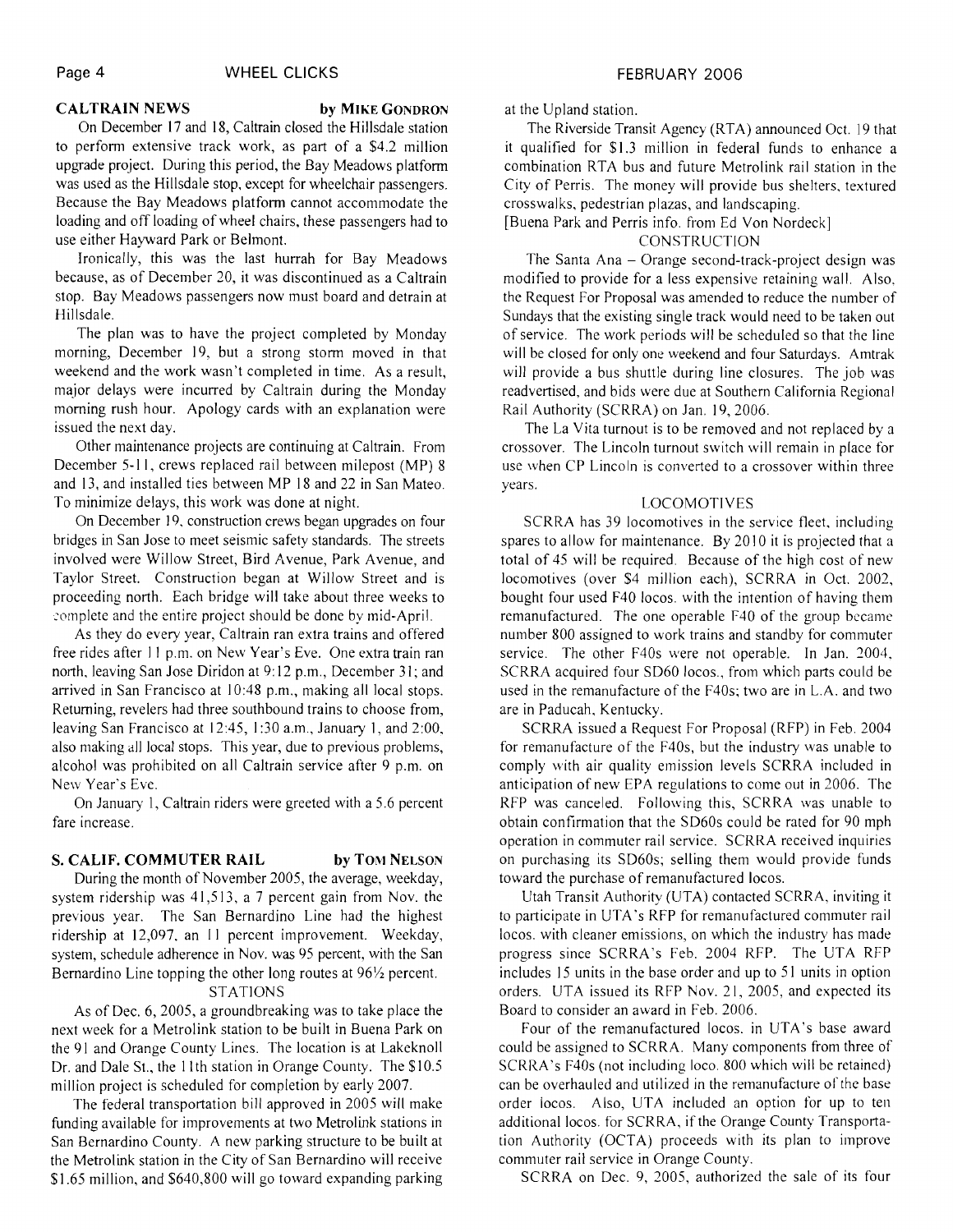## CALTRAIN NEWS by Mike Gondron

On December 17 and 18, Caltrain closed the Hillsdale station to perform extensive track work, as part of a $4.2 million upgrade project. During this period, the Bay Meadows platform was used as the Hillsdale stop, except for wheelchair passengers. Because the Bay Meadows platform cannot accommodate the loading and off loading of wheel chairs, these passengers had to use either Hayward Park or Belmont.

Ironically, this was the last hurrah for Bay Meadows because, as of December 20, it was discontinued as a Caltrain stop. Bay Meadows passengers now must board and detrain at Hillsdale.

The plan was to have the project completed by Monday morning, December 19, but a strong storm moved in that weekend and the work wasn't completed in time. As a result, major delays were incurred by Caltrain during the Monday morning rush hour. Apology cards with an explanation were issued the next day.

Other maintenance projects are continuing at Caltrain. From December 5-11, crews replaced rail between milepost (MP) 8 and 13, and installed ties between MP 18 and 22 in San Mateo. To minimize delays, this work was done at night.

On December 19, construction crews began upgrades on four bridges in San Jose to meet seismic safety standards. The streets involved were Willow Street, Bird Avenue, Park Avenue, and Taylor Street. Construction began at Willow Street and is proceeding north. Each bridge will take about three weeks to complete and the entire project should be done by mid-April.

As they do every year, Caltrain ran extra trains and offered free rides after 11 p.m. on New Year's Eve. One extra train ran north, leaving San Jose Diridon at 9:12 p.m., December 31; and arrived in San Francisco at 10:48 p.m., making all local stops. Returning, revelers had three southbound trains to choose from, leaving San Francisco at 12:45, 1:30 a.m., January 1, and 2:00, also making all local stops. This year, due to previous problems, alcohol was prohibited on all Caltrain service after 9 p.m. on New Year's Eve.

On January 1, Caltrain riders were greeted with a 5.6 percent fare increase.

## S. CALIF. COMMUTER RAIL by Tom Nelson

During the month of November 2005, the average, weekday, system ridership was 41,513, a 7 percent gain from Nov. the previous year. The San Bernardino Line had the highest ridership at 12,097, an 11 percent improvement. Weekday, system, schedule adherence in Nov. was 95 percent, with the San Bernardino Line topping the other long routes at 96½ percent.

### STATIONS

As of Dec. 6, 2005, a groundbreaking was to take place the next week for a Metrolink station to be built in Buena Park on the 91 and Orange County Lines. The location is at Lakeknoll Dr. and Dale St., the 11th station in Orange County. The $10.5 million project is scheduled for completion by early 2007.

The federal transportation bill approved in 2005 will make funding available for improvements at two Metrolink stations in San Bernardino County. A new parking structure to be built at the Metrolink station in the City of San Bernardino will receive $1.65 million, and $640,800 will go toward expanding parking at the Upland station.

The Riverside Transit Agency (RTA) announced Oct. 19 that it qualified for $1.3 million in federal funds to enhance a combination RTA bus and future Metrolink rail station in the City of Perris. The money will provide bus shelters, textured crosswalks, pedestrian plazas, and landscaping.

[Buena Park and Perris info. from Ed Von Nordeck]

### CONSTRUCTION

The Santa Ana – Orange second-track-project design was modified to provide for a less expensive retaining wall. Also, the Request For Proposal was amended to reduce the number of Sundays that the existing single track would need to be taken out of service. The work periods will be scheduled so that the line will be closed for only one weekend and four Saturdays. Amtrak will provide a bus shuttle during line closures. The job was readvertised, and bids were due at Southern California Regional Rail Authority (SCRRA) on Jan. 19, 2006.

The La Vita turnout is to be removed and not replaced by a crossover. The Lincoln turnout switch will remain in place for use when CP Lincoln is converted to a crossover within three years.

### LOCOMOTIVES

SCRRA has 39 locomotives in the service fleet, including spares to allow for maintenance. By 2010 it is projected that a total of 45 will be required. Because of the high cost of new locomotives (over $4 million each), SCRRA in Oct. 2002, bought four used F40 locos. with the intention of having them remanufactured. The one operable F40 of the group became number 800 assigned to work trains and standby for commuter service. The other F40s were not operable. In Jan. 2004, SCRRA acquired four SD60 locos., from which parts could be used in the remanufacture of the F40s; two are in L.A. and two are in Paducah, Kentucky.

SCRRA issued a Request For Proposal (RFP) in Feb. 2004 for remanufacture of the F40s, but the industry was unable to comply with air quality emission levels SCRRA included in anticipation of new EPA regulations to come out in 2006. The RFP was canceled. Following this, SCRRA was unable to obtain confirmation that the SD60s could be rated for 90 mph operation in commuter rail service. SCRRA received inquiries on purchasing its SD60s; selling them would provide funds toward the purchase of remanufactured locos.

Utah Transit Authority (UTA) contacted SCRRA, inviting it to participate in UTA's RFP for remanufactured commuter rail locos. with cleaner emissions, on which the industry has made progress since SCRRA's Feb. 2004 RFP. The UTA RFP includes 15 units in the base order and up to 51 units in option orders. UTA issued its RFP Nov. 21, 2005, and expected its Board to consider an award in Feb. 2006.

Four of the remanufactured locos. in UTA's base award could be assigned to SCRRA. Many components from three of SCRRA's F40s (not including loco. 800 which will be retained) can be overhauled and utilized in the remanufacture of the base order locos. Also, UTA included an option for up to ten additional locos. for SCRRA, if the Orange County Transportation Authority (OCTA) proceeds with its plan to improve commuter rail service in Orange County.

SCRRA on Dec. 9, 2005, authorized the sale of its four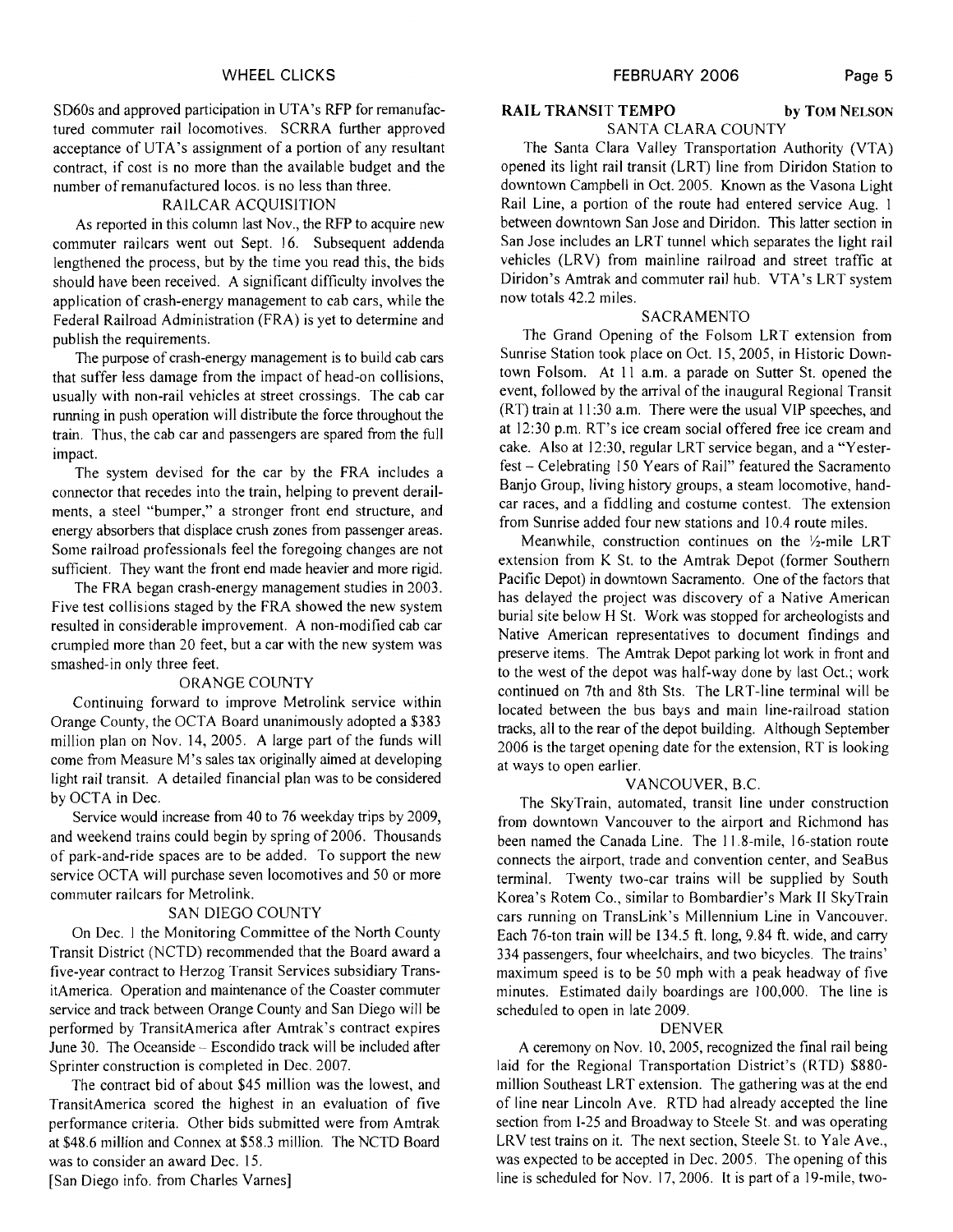SD60s and approved participation in UTA's RFP for remanufactured commuter rail locomotives. SCRRA further approved acceptance of UTA's assignment of a portion of any resultant contract, if cost is no more than the available budget and the number of remanufactured locos. is no less than three.

### RAILCAR ACQUISITION

As reported in this column last Nov., the RFP to acquire new commuter railcars went out Sept. 16. Subsequent addenda lengthened the process, but by the time you read this, the bids should have been received. A significant difficulty involves the application of crash-energy management to cab cars, while the Federal Railroad Administration (FRA) is yet to determine and publish the requirements.

The purpose of crash-energy management is to build cab cars that suffer less damage from the impact of head-on collisions, usually with non-rail vehicles at street crossings. The cab car running in push operation will distribute the force throughout the train. Thus, the cab car and passengers are spared from the full impact.

The system devised for the car by the FRA includes a connector that recedes into the train, helping to prevent derailments, a steel "bumper," a stronger front end structure, and energy absorbers that displace crush zones from passenger areas. Some railroad professionals feel the foregoing changes are not sufficient. They want the front end made heavier and more rigid.

The FRA began crash-energy management studies in 2003. Five test collisions staged by the FRA showed the new system resulted in considerable improvement. A non-modified cab car crumpled more than 20 feet, but a car with the new system was smashed-in only three feet.

### ORANGE COUNTY

Continuing forward to improve Metrolink service within Orange County, the OCTA Board unanimously adopted a $383 million plan on Nov. 14, 2005. A large part of the funds will come from Measure M's sales tax originally aimed at developing light rail transit. A detailed financial plan was to be considered by OCTA in Dec.

Service would increase from 40 to 76 weekday trips by 2009, and weekend trains could begin by spring of 2006. Thousands of park-and-ride spaces are to be added. To support the new service OCTA will purchase seven locomotives and 50 or more commuter railcars for Metrolink.

### SAN DIEGO COUNTY

On Dec. 1 the Monitoring Committee of the North County Transit District (NCTD) recommended that the Board award a five-year contract to Herzog Transit Services subsidiary TransitAmerica. Operation and maintenance of the Coaster commuter service and track between Orange County and San Diego will be performed by TransitAmerica after Amtrak's contract expires June 30. The Oceanside – Escondido track will be included after Sprinter construction is completed in Dec. 2007.

The contract bid of about $45 million was the lowest, and TransitAmerica scored the highest in an evaluation of five performance criteria. Other bids submitted were from Amtrak at $48.6 million and Connex at $58.3 million. The NCTD Board was to consider an award Dec. 15.

[San Diego info. from Charles Varnes]

## RAIL TRANSIT TEMPO — by TOM NELSON

### SANTA CLARA COUNTY

The Santa Clara Valley Transportation Authority (VTA) opened its light rail transit (LRT) line from Diridon Station to downtown Campbell in Oct. 2005. Known as the Vasona Light Rail Line, a portion of the route had entered service Aug. 1 between downtown San Jose and Diridon. This latter section in San Jose includes an LRT tunnel which separates the light rail vehicles (LRV) from mainline railroad and street traffic at Diridon's Amtrak and commuter rail hub. VTA's LRT system now totals 42.2 miles.

### SACRAMENTO

The Grand Opening of the Folsom LRT extension from Sunrise Station took place on Oct. 15, 2005, in Historic Downtown Folsom. At 11 a.m. a parade on Sutter St. opened the event, followed by the arrival of the inaugural Regional Transit (RT) train at 11:30 a.m. There were the usual VIP speeches, and at 12:30 p.m. RT's ice cream social offered free ice cream and cake. Also at 12:30, regular LRT service began, and a "Yesterfest – Celebrating 150 Years of Rail" featured the Sacramento Banjo Group, living history groups, a steam locomotive, handcar races, and a fiddling and costume contest. The extension from Sunrise added four new stations and 10.4 route miles.

Meanwhile, construction continues on the ½-mile LRT extension from K St. to the Amtrak Depot (former Southern Pacific Depot) in downtown Sacramento. One of the factors that has delayed the project was discovery of a Native American burial site below H St. Work was stopped for archeologists and Native American representatives to document findings and preserve items. The Amtrak Depot parking lot work in front and to the west of the depot was half-way done by last Oct.; work continued on 7th and 8th Sts. The LRT-line terminal will be located between the bus bays and main line-railroad station tracks, all to the rear of the depot building. Although September 2006 is the target opening date for the extension, RT is looking at ways to open earlier.

### VANCOUVER, B.C.

The SkyTrain, automated, transit line under construction from downtown Vancouver to the airport and Richmond has been named the Canada Line. The 11.8-mile, 16-station route connects the airport, trade and convention center, and SeaBus terminal. Twenty two-car trains will be supplied by South Korea's Rotem Co., similar to Bombardier's Mark II SkyTrain cars running on TransLink's Millennium Line in Vancouver. Each 76-ton train will be 134.5 ft. long, 9.84 ft. wide, and carry 334 passengers, four wheelchairs, and two bicycles. The trains' maximum speed is to be 50 mph with a peak headway of five minutes. Estimated daily boardings are 100,000. The line is scheduled to open in late 2009.

### DENVER

A ceremony on Nov. 10, 2005, recognized the final rail being laid for the Regional Transportation District's (RTD) $880-million Southeast LRT extension. The gathering was at the end of line near Lincoln Ave. RTD had already accepted the line section from I-25 and Broadway to Steele St. and was operating LRV test trains on it. The next section, Steele St. to Yale Ave., was expected to be accepted in Dec. 2005. The opening of this line is scheduled for Nov. 17, 2006. It is part of a 19-mile, two-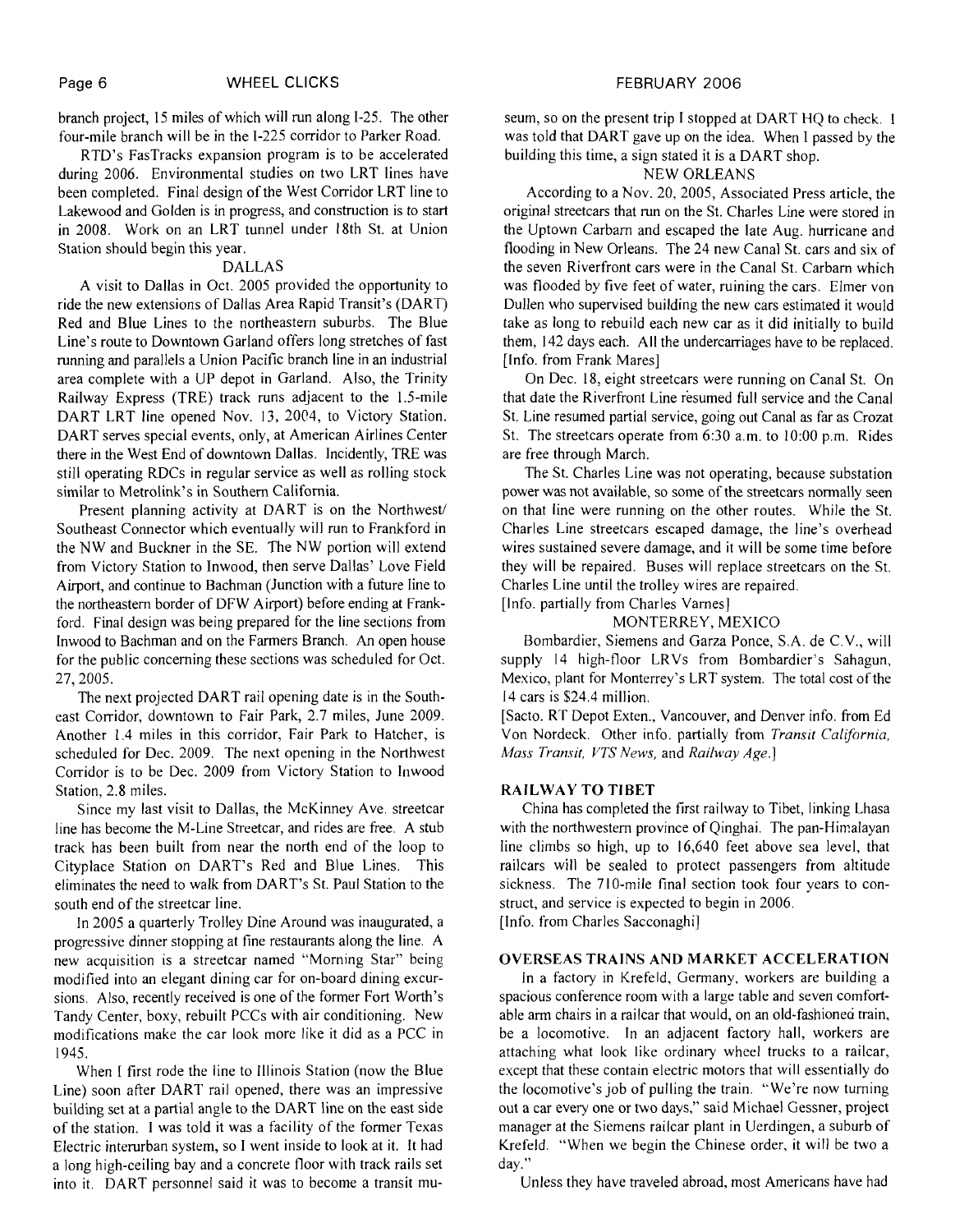branch project, 15 miles of which will run along I-25. The other four-mile branch will be in the I-225 corridor to Parker Road.

RTD's FasTracks expansion program is to be accelerated during 2006. Environmental studies on two LRT lines have been completed. Final design of the West Corridor LRT line to Lakewood and Golden is in progress, and construction is to start in 2008. Work on an LRT tunnel under 18th St. at Union Station should begin this year.

### DALLAS

A visit to Dallas in Oct. 2005 provided the opportunity to ride the new extensions of Dallas Area Rapid Transit's (DART) Red and Blue Lines to the northeastern suburbs. The Blue Line's route to Downtown Garland offers long stretches of fast running and parallels a Union Pacific branch line in an industrial area complete with a UP depot in Garland. Also, the Trinity Railway Express (TRE) track runs adjacent to the 1.5-mile DART LRT line opened Nov. 13, 2004, to Victory Station. DART serves special events, only, at American Airlines Center there in the West End of downtown Dallas. Incidently, TRE was still operating RDCs in regular service as well as rolling stock similar to Metrolink's in Southern California.

Present planning activity at DART is on the Northwest/Southeast Connector which eventually will run to Frankford in the NW and Buckner in the SE. The NW portion will extend from Victory Station to Inwood, then serve Dallas' Love Field Airport, and continue to Bachman (Junction with a future line to the northeastern border of DFW Airport) before ending at Frankford. Final design was being prepared for the line sections from Inwood to Bachman and on the Farmers Branch. An open house for the public concerning these sections was scheduled for Oct. 27, 2005.

The next projected DART rail opening date is in the Southeast Corridor, downtown to Fair Park, 2.7 miles, June 2009. Another 1.4 miles in this corridor, Fair Park to Hatcher, is scheduled for Dec. 2009. The next opening in the Northwest Corridor is to be Dec. 2009 from Victory Station to Inwood Station, 2.8 miles.

Since my last visit to Dallas, the McKinney Ave. streetcar line has become the M-Line Streetcar, and rides are free. A stub track has been built from near the north end of the loop to Cityplace Station on DART's Red and Blue Lines. This eliminates the need to walk from DART's St. Paul Station to the south end of the streetcar line.

In 2005 a quarterly Trolley Dine Around was inaugurated, a progressive dinner stopping at fine restaurants along the line. A new acquisition is a streetcar named "Morning Star" being modified into an elegant dining car for on-board dining excursions. Also, recently received is one of the former Fort Worth's Tandy Center, boxy, rebuilt PCCs with air conditioning. New modifications make the car look more like it did as a PCC in 1945.

When I first rode the line to Illinois Station (now the Blue Line) soon after DART rail opened, there was an impressive building set at a partial angle to the DART line on the east side of the station. I was told it was a facility of the former Texas Electric interurban system, so I went inside to look at it. It had a long high-ceiling bay and a concrete floor with track rails set into it. DART personnel said it was to become a transit museum, so on the present trip I stopped at DART HQ to check. I was told that DART gave up on the idea. When I passed by the building this time, a sign stated it is a DART shop.

### NEW ORLEANS

According to a Nov. 20, 2005, Associated Press article, the original streetcars that run on the St. Charles Line were stored in the Uptown Carbarn and escaped the late Aug. hurricane and flooding in New Orleans. The 24 new Canal St. cars and six of the seven Riverfront cars were in the Canal St. Carbarn which was flooded by five feet of water, ruining the cars. Elmer von Dullen who supervised building the new cars estimated it would take as long to rebuild each new car as it did initially to build them, 142 days each. All the undercarriages have to be replaced. [Info. from Frank Mares]

On Dec. 18, eight streetcars were running on Canal St. On that date the Riverfront Line resumed full service and the Canal St. Line resumed partial service, going out Canal as far as Crozat St. The streetcars operate from 6:30 a.m. to 10:00 p.m. Rides are free through March.

The St. Charles Line was not operating, because substation power was not available, so some of the streetcars normally seen on that line were running on the other routes. While the St. Charles Line streetcars escaped damage, the line's overhead wires sustained severe damage, and it will be some time before they will be repaired. Buses will replace streetcars on the St. Charles Line until the trolley wires are repaired.
[Info. partially from Charles Varnes]

### MONTERREY, MEXICO

Bombardier, Siemens and Garza Ponce, S.A. de C.V., will supply 14 high-floor LRVs from Bombardier's Sahagun, Mexico, plant for Monterrey's LRT system. The total cost of the 14 cars is $24.4 million.

[Sacto. RT Depot Exten., Vancouver, and Denver info. from Ed Von Nordeck. Other info. partially from *Transit California*, *Mass Transit*, *VTS News*, and *Railway Age*.]

## RAILWAY TO TIBET

China has completed the first railway to Tibet, linking Lhasa with the northwestern province of Qinghai. The pan-Himalayan line climbs so high, up to 16,640 feet above sea level, that railcars will be sealed to protect passengers from altitude sickness. The 710-mile final section took four years to construct, and service is expected to begin in 2006.
[Info. from Charles Sacconaghi]

## OVERSEAS TRAINS AND MARKET ACCELERATION

In a factory in Krefeld, Germany, workers are building a spacious conference room with a large table and seven comfortable arm chairs in a railcar that would, on an old-fashioned train, be a locomotive. In an adjacent factory hall, workers are attaching what look like ordinary wheel trucks to a railcar, except that these contain electric motors that will essentially do the locomotive's job of pulling the train. "We're now turning out a car every one or two days," said Michael Gessner, project manager at the Siemens railcar plant in Uerdingen, a suburb of Krefeld. "When we begin the Chinese order, it will be two a day."

Unless they have traveled abroad, most Americans have had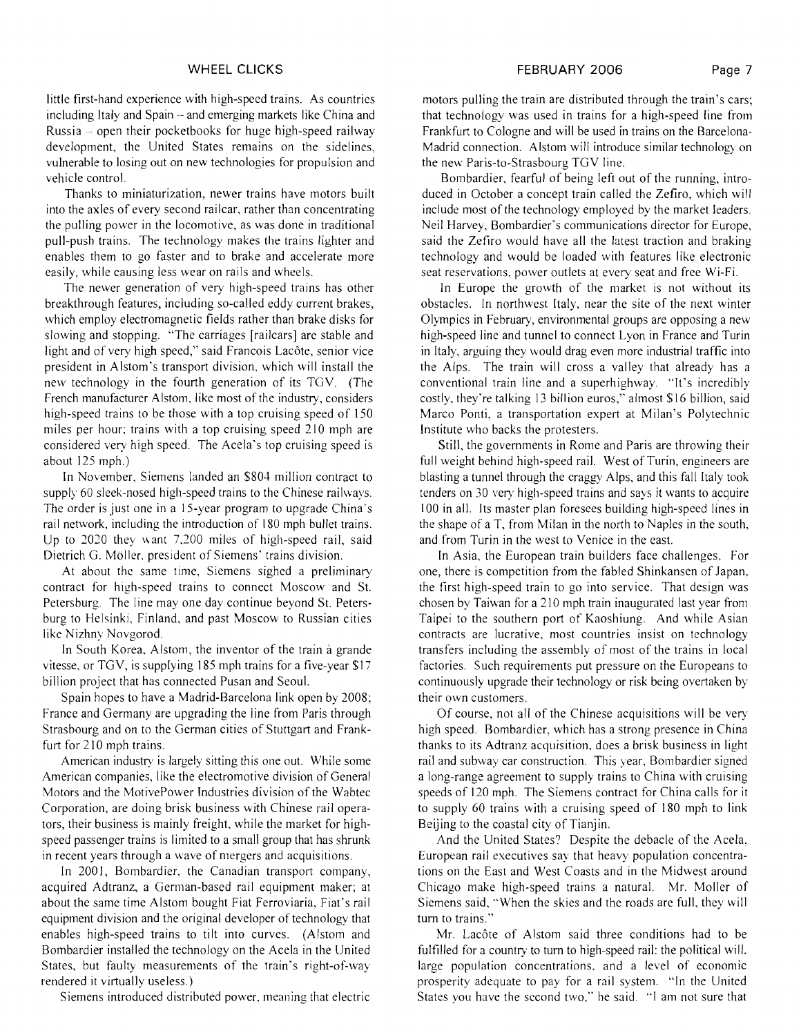little first-hand experience with high-speed trains. As countries including Italy and Spain – and emerging markets like China and Russia – open their pocketbooks for huge high-speed railway development, the United States remains on the sidelines, vulnerable to losing out on new technologies for propulsion and vehicle control.

Thanks to miniaturization, newer trains have motors built into the axles of every second railcar, rather than concentrating the pulling power in the locomotive, as was done in traditional pull-push trains. The technology makes the trains lighter and enables them to go faster and to brake and accelerate more easily, while causing less wear on rails and wheels.

The newer generation of very high-speed trains has other breakthrough features, including so-called eddy current brakes, which employ electromagnetic fields rather than brake disks for slowing and stopping. "The carriages [railcars] are stable and light and of very high speed," said Francois Lacôte, senior vice president in Alstom's transport division, which will install the new technology in the fourth generation of its TGV. (The French manufacturer Alstom, like most of the industry, considers high-speed trains to be those with a top cruising speed of 150 miles per hour; trains with a top cruising speed 210 mph are considered very high speed. The Acela's top cruising speed is about 125 mph.)

In November, Siemens landed an $804 million contract to supply 60 sleek-nosed high-speed trains to the Chinese railways. The order is just one in a 15-year program to upgrade China's rail network, including the introduction of 180 mph bullet trains. Up to 2020 they want 7,200 miles of high-speed rail, said Dietrich G. Möller, president of Siemens' trains division.

At about the same time, Siemens sighed a preliminary contract for high-speed trains to connect Moscow and St. Petersburg. The line may one day continue beyond St. Petersburg to Helsinki, Finland, and past Moscow to Russian cities like Nizhny Novgorod.

In South Korea, Alstom, the inventor of the train à grande vitesse, or TGV, is supplying 185 mph trains for a five-year $17 billion project that has connected Pusan and Seoul.

Spain hopes to have a Madrid-Barcelona link open by 2008; France and Germany are upgrading the line from Paris through Strasbourg and on to the German cities of Stuttgart and Frankfurt for 210 mph trains.

American industry is largely sitting this one out. While some American companies, like the electromotive division of General Motors and the MotivePower Industries division of the Wabtec Corporation, are doing brisk business with Chinese rail operators, their business is mainly freight, while the market for high-speed passenger trains is limited to a small group that has shrunk in recent years through a wave of mergers and acquisitions.

In 2001, Bombardier, the Canadian transport company, acquired Adtranz, a German-based rail equipment maker; at about the same time Alstom bought Fiat Ferroviaria, Fiat's rail equipment division and the original developer of technology that enables high-speed trains to tilt into curves. (Alstom and Bombardier installed the technology on the Acela in the United States, but faulty measurements of the train's right-of-way rendered it virtually useless.)

Siemens introduced distributed power, meaning that electric motors pulling the train are distributed through the train's cars; that technology was used in trains for a high-speed line from Frankfurt to Cologne and will be used in trains on the Barcelona-Madrid connection. Alstom will introduce similar technology on the new Paris-to-Strasbourg TGV line.

Bombardier, fearful of being left out of the running, introduced in October a concept train called the Zefiro, which will include most of the technology employed by the market leaders. Neil Harvey, Bombardier's communications director for Europe, said the Zefiro would have all the latest traction and braking technology and would be loaded with features like electronic seat reservations, power outlets at every seat and free Wi-Fi.

In Europe the growth of the market is not without its obstacles. In northwest Italy, near the site of the next winter Olympics in February, environmental groups are opposing a new high-speed line and tunnel to connect Lyon in France and Turin in Italy, arguing they would drag even more industrial traffic into the Alps. The train will cross a valley that already has a conventional train line and a superhighway. "It's incredibly costly, they're talking 13 billion euros," almost $16 billion, said Marco Ponti, a transportation expert at Milan's Polytechnic Institute who backs the protesters.

Still, the governments in Rome and Paris are throwing their full weight behind high-speed rail. West of Turin, engineers are blasting a tunnel through the craggy Alps, and this fall Italy took tenders on 30 very high-speed trains and says it wants to acquire 100 in all. Its master plan foresees building high-speed lines in the shape of a T, from Milan in the north to Naples in the south, and from Turin in the west to Venice in the east.

In Asia, the European train builders face challenges. For one, there is competition from the fabled Shinkansen of Japan, the first high-speed train to go into service. That design was chosen by Taiwan for a 210 mph train inaugurated last year from Taipei to the southern port of Kaoshiung. And while Asian contracts are lucrative, most countries insist on technology transfers including the assembly of most of the trains in local factories. Such requirements put pressure on the Europeans to continuously upgrade their technology or risk being overtaken by their own customers.

Of course, not all of the Chinese acquisitions will be very high speed. Bombardier, which has a strong presence in China thanks to its Adtranz acquisition, does a brisk business in light rail and subway car construction. This year, Bombardier signed a long-range agreement to supply trains to China with cruising speeds of 120 mph. The Siemens contract for China calls for it to supply 60 trains with a cruising speed of 180 mph to link Beijing to the coastal city of Tianjin.

And the United States? Despite the debacle of the Acela, European rail executives say that heavy population concentrations on the East and West Coasts and in the Midwest around Chicago make high-speed trains a natural. Mr. Moller of Siemens said, "When the skies and the roads are full, they will turn to trains."

Mr. Lacôte of Alstom said three conditions had to be fulfilled for a country to turn to high-speed rail: the political will, large population concentrations, and a level of economic prosperity adequate to pay for a rail system. "In the United States you have the second two," he said. "I am not sure that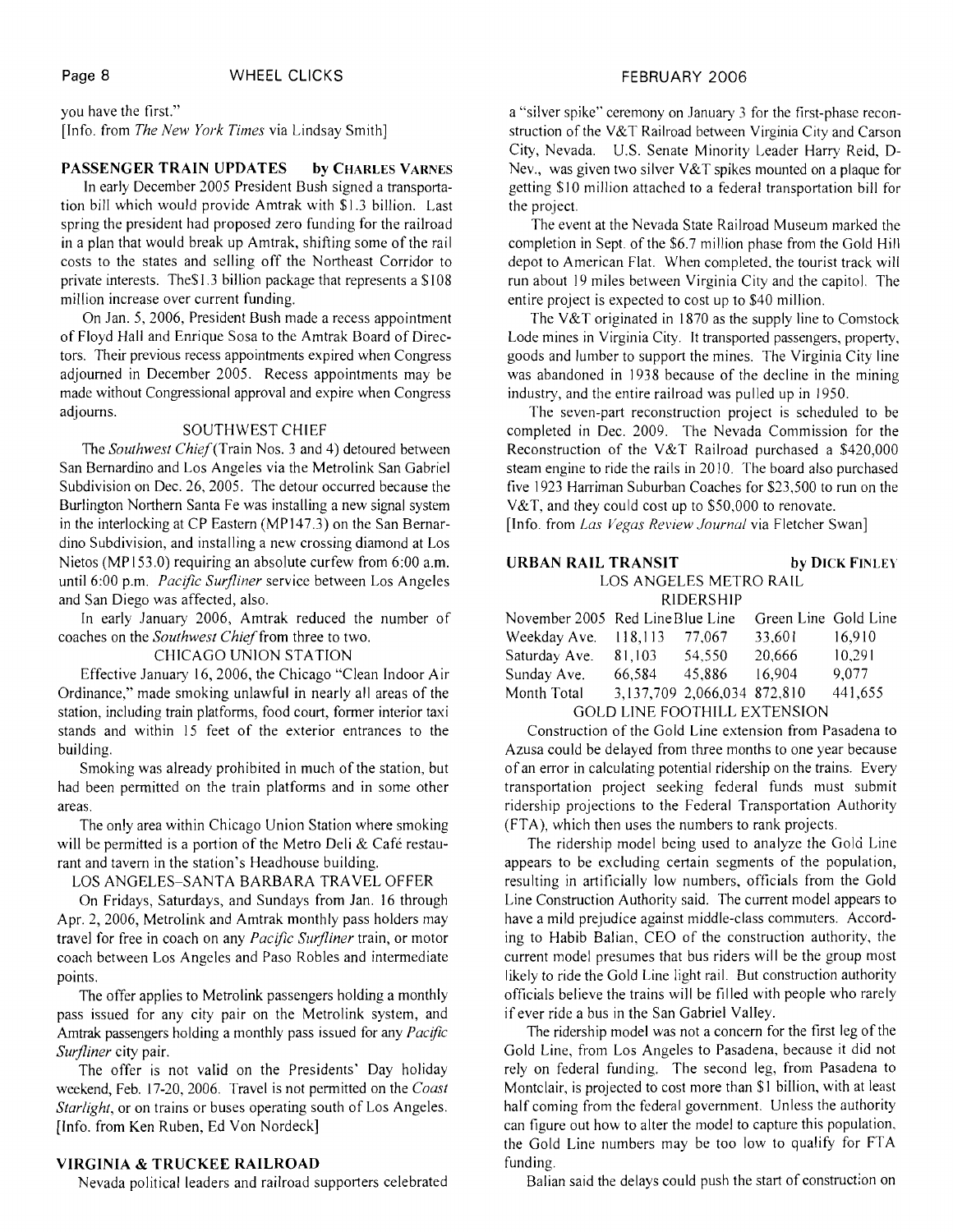you have the first."
[Info. from *The New York Times* via Lindsay Smith]

## PASSENGER TRAIN UPDATES by CHARLES VARNES

In early December 2005 President Bush signed a transportation bill which would provide Amtrak with $1.3 billion. Last spring the president had proposed zero funding for the railroad in a plan that would break up Amtrak, shifting some of the rail costs to the states and selling off the Northeast Corridor to private interests. The$1.3 billion package that represents a $108 million increase over current funding.

On Jan. 5, 2006, President Bush made a recess appointment of Floyd Hall and Enrique Sosa to the Amtrak Board of Directors. Their previous recess appointments expired when Congress adjourned in December 2005. Recess appointments may be made without Congressional approval and expire when Congress adjourns.

### SOUTHWEST CHIEF

The *Southwest Chief* (Train Nos. 3 and 4) detoured between San Bernardino and Los Angeles via the Metrolink San Gabriel Subdivision on Dec. 26, 2005. The detour occurred because the Burlington Northern Santa Fe was installing a new signal system in the interlocking at CP Eastern (MP147.3) on the San Bernardino Subdivision, and installing a new crossing diamond at Los Nietos (MP153.0) requiring an absolute curfew from 6:00 a.m. until 6:00 p.m. *Pacific Surfliner* service between Los Angeles and San Diego was affected, also.

In early January 2006, Amtrak reduced the number of coaches on the *Southwest Chief* from three to two.

### CHICAGO UNION STATION

Effective January 16, 2006, the Chicago "Clean Indoor Air Ordinance," made smoking unlawful in nearly all areas of the station, including train platforms, food court, former interior taxi stands and within 15 feet of the exterior entrances to the building.

Smoking was already prohibited in much of the station, but had been permitted on the train platforms and in some other areas.

The only area within Chicago Union Station where smoking will be permitted is a portion of the Metro Deli & Café restaurant and tavern in the station's Headhouse building.

### LOS ANGELES–SANTA BARBARA TRAVEL OFFER

On Fridays, Saturdays, and Sundays from Jan. 16 through Apr. 2, 2006, Metrolink and Amtrak monthly pass holders may travel for free in coach on any *Pacific Surfliner* train, or motor coach between Los Angeles and Paso Robles and intermediate points.

The offer applies to Metrolink passengers holding a monthly pass issued for any city pair on the Metrolink system, and Amtrak passengers holding a monthly pass issued for any *Pacific Surfliner* city pair.

The offer is not valid on the Presidents' Day holiday weekend, Feb. 17-20, 2006. Travel is not permitted on the *Coast Starlight*, or on trains or buses operating south of Los Angeles.
[Info. from Ken Ruben, Ed Von Nordeck]

## VIRGINIA & TRUCKEE RAILROAD

Nevada political leaders and railroad supporters celebrated a "silver spike" ceremony on January 3 for the first-phase reconstruction of the V&T Railroad between Virginia City and Carson City, Nevada. U.S. Senate Minority Leader Harry Reid, D-Nev., was given two silver V&T spikes mounted on a plaque for getting $10 million attached to a federal transportation bill for the project.

The event at the Nevada State Railroad Museum marked the completion in Sept. of the $6.7 million phase from the Gold Hill depot to American Flat. When completed, the tourist track will run about 19 miles between Virginia City and the capitol. The entire project is expected to cost up to $40 million.

The V&T originated in 1870 as the supply line to Comstock Lode mines in Virginia City. It transported passengers, property, goods and lumber to support the mines. The Virginia City line was abandoned in 1938 because of the decline in the mining industry, and the entire railroad was pulled up in 1950.

The seven-part reconstruction project is scheduled to be completed in Dec. 2009. The Nevada Commission for the Reconstruction of the V&T Railroad purchased a $420,000 steam engine to ride the rails in 2010. The board also purchased five 1923 Harriman Suburban Coaches for $23,500 to run on the V&T, and they could cost up to $50,000 to renovate.
[Info. from *Las Vegas Review Journal* via Fletcher Swan]

## URBAN RAIL TRANSIT by DICK FINLEY

### LOS ANGELES METRO RAIL RIDERSHIP

| November 2005 | Red Line | Blue Line | Green Line | Gold Line |
|---|---|---|---|---|
| Weekday Ave. | 118,113 | 77,067 | 33,601 | 16,910 |
| Saturday Ave. | 81,103 | 54,550 | 20,666 | 10,291 |
| Sunday Ave. | 66,584 | 45,886 | 16,904 | 9,077 |
| Month Total | 3,137,709 | 2,066,034 | 872,810 | 441,655 |

### GOLD LINE FOOTHILL EXTENSION

Construction of the Gold Line extension from Pasadena to Azusa could be delayed from three months to one year because of an error in calculating potential ridership on the trains. Every transportation project seeking federal funds must submit ridership projections to the Federal Transportation Authority (FTA), which then uses the numbers to rank projects.

The ridership model being used to analyze the Gold Line appears to be excluding certain segments of the population, resulting in artificially low numbers, officials from the Gold Line Construction Authority said. The current model appears to have a mild prejudice against middle-class commuters. According to Habib Balian, CEO of the construction authority, the current model presumes that bus riders will be the group most likely to ride the Gold Line light rail. But construction authority officials believe the trains will be filled with people who rarely if ever ride a bus in the San Gabriel Valley.

The ridership model was not a concern for the first leg of the Gold Line, from Los Angeles to Pasadena, because it did not rely on federal funding. The second leg, from Pasadena to Montclair, is projected to cost more than $1 billion, with at least half coming from the federal government. Unless the authority can figure out how to alter the model to capture this population, the Gold Line numbers may be too low to qualify for FTA funding.

Balian said the delays could push the start of construction on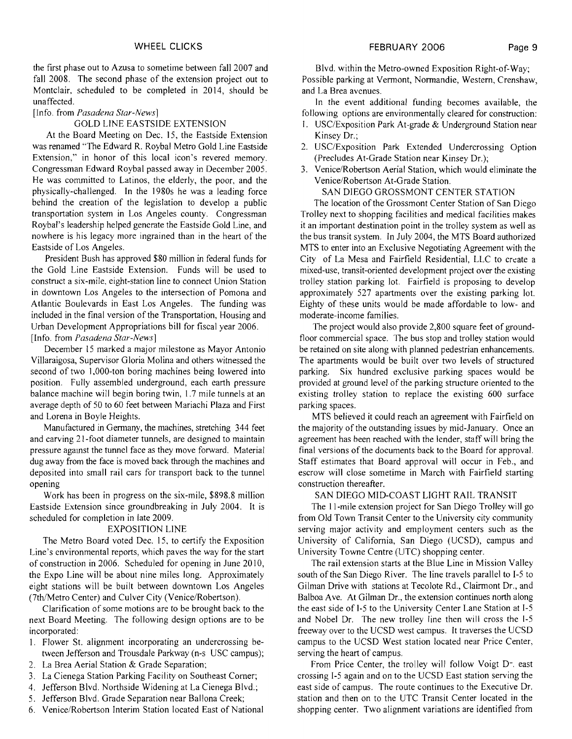the first phase out to Azusa to sometime between fall 2007 and fall 2008. The second phase of the extension project out to Montclair, scheduled to be completed in 2014, should be unaffected.

[Info. from *Pasadena Star-News*]

### GOLD LINE EASTSIDE EXTENSION

At the Board Meeting on Dec. 15, the Eastside Extension was renamed "The Edward R. Roybal Metro Gold Line Eastside Extension," in honor of this local icon's revered memory. Congressman Edward Roybal passed away in December 2005. He was committed to Latinos, the elderly, the poor, and the physically-challenged. In the 1980s he was a leading force behind the creation of the legislation to develop a public transportation system in Los Angeles county. Congressman Roybal's leadership helped generate the Eastside Gold Line, and nowhere is his legacy more ingrained than in the heart of the Eastside of Los Angeles.

President Bush has approved $80 million in federal funds for the Gold Line Eastside Extension. Funds will be used to construct a six-mile, eight-station line to connect Union Station in downtown Los Angeles to the intersection of Pomona and Atlantic Boulevards in East Los Angeles. The funding was included in the final version of the Transportation, Housing and Urban Development Appropriations bill for fiscal year 2006.

[Info. from *Pasadena Star-News*]

December 15 marked a major milestone as Mayor Antonio Villaraigosa, Supervisor Gloria Molina and others witnessed the second of two 1,000-ton boring machines being lowered into position. Fully assembled underground, each earth pressure balance machine will begin boring twin, 1.7 mile tunnels at an average depth of 50 to 60 feet between Mariachi Plaza and First and Lorena in Boyle Heights.

Manufactured in Germany, the machines, stretching 344 feet and carving 21-foot diameter tunnels, are designed to maintain pressure against the tunnel face as they move forward. Material dug away from the face is moved back through the machines and deposited into small rail cars for transport back to the tunnel opening

Work has been in progress on the six-mile, $898.8 million Eastside Extension since groundbreaking in July 2004. It is scheduled for completion in late 2009.

### EXPOSITION LINE

The Metro Board voted Dec. 15, to certify the Exposition Line's environmental reports, which paves the way for the start of construction in 2006. Scheduled for opening in June 2010, the Expo Line will be about nine miles long. Approximately eight stations will be built between downtown Los Angeles (7th/Metro Center) and Culver City (Venice/Robertson).

Clarification of some motions are to be brought back to the next Board Meeting. The following design options are to be incorporated:

1. Flower St. alignment incorporating an undercrossing between Jefferson and Trousdale Parkway (n-s USC campus);
2. La Brea Aerial Station & Grade Separation;
3. La Cienega Station Parking Facility on Southeast Corner;
4. Jefferson Blvd. Northside Widening at La Cienega Blvd.;
5. Jefferson Blvd. Grade Separation near Ballona Creek;
6. Venice/Robertson Interim Station located East of National Blvd. within the Metro-owned Exposition Right-of-Way;

Possible parking at Vermont, Normandie, Western, Crenshaw, and La Brea avenues.

In the event additional funding becomes available, the following options are environmentally cleared for construction:

1. USC/Exposition Park At-grade & Underground Station near Kinsey Dr.;
2. USC/Exposition Park Extended Undercrossing Option (Precludes At-Grade Station near Kinsey Dr.);
3. Venice/Robertson Aerial Station, which would eliminate the Venice/Robertson At-Grade Station.

### SAN DIEGO GROSSMONT CENTER STATION

The location of the Grossmont Center Station of San Diego Trolley next to shopping facilities and medical facilities makes it an important destination point in the trolley system as well as the bus transit system. In July 2004, the MTS Board authorized MTS to enter into an Exclusive Negotiating Agreement with the City of La Mesa and Fairfield Residential, LLC to create a mixed-use, transit-oriented development project over the existing trolley station parking lot. Fairfield is proposing to develop approximately 527 apartments over the existing parking lot. Eighty of these units would be made affordable to low- and moderate-income families.

The project would also provide 2,800 square feet of ground-floor commercial space. The bus stop and trolley station would be retained on site along with planned pedestrian enhancements. The apartments would be built over two levels of structured parking. Six hundred exclusive parking spaces would be provided at ground level of the parking structure oriented to the existing trolley station to replace the existing 600 surface parking spaces.

MTS believed it could reach an agreement with Fairfield on the majority of the outstanding issues by mid-January. Once an agreement has been reached with the lender, staff will bring the final versions of the documents back to the Board for approval. Staff estimates that Board approval will occur in Feb., and escrow will close sometime in March with Fairfield starting construction thereafter.

### SAN DIEGO MID-COAST LIGHT RAIL TRANSIT

The 11-mile extension project for San Diego Trolley will go from Old Town Transit Center to the University city community serving major activity and employment centers such as the University of California, San Diego (UCSD), campus and University Towne Centre (UTC) shopping center.

The rail extension starts at the Blue Line in Mission Valley south of the San Diego River. The line travels parallel to I-5 to Gilman Drive with stations at Tecolote Rd., Clairmont Dr., and Balboa Ave. At Gilman Dr., the extension continues north along the east side of I-5 to the University Center Lane Station at I-5 and Nobel Dr. The new trolley line then will cross the I-5 freeway over to the UCSD west campus. It traverses the UCSD campus to the UCSD West station located near Price Center, serving the heart of campus.

From Price Center, the trolley will follow Voigt D-. east crossing I-5 again and on to the UCSD East station serving the east side of campus. The route continues to the Executive Dr. station and then on to the UTC Transit Center located in the shopping center. Two alignment variations are identified from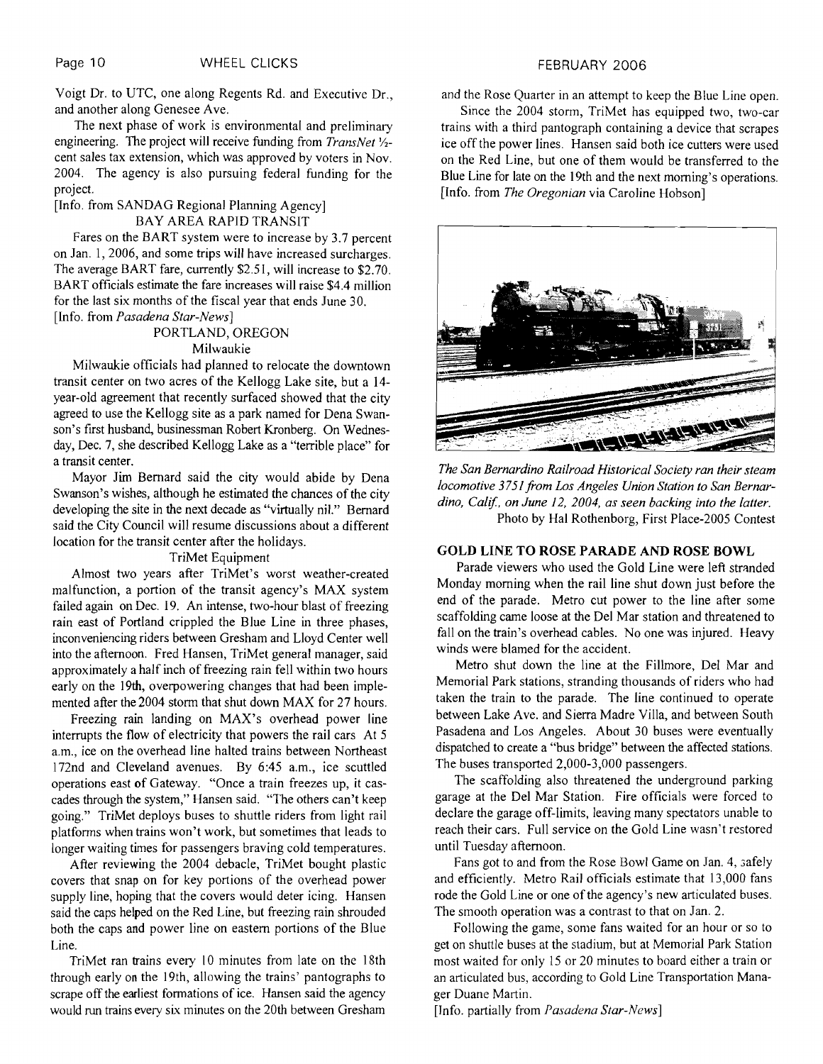Voigt Dr. to UTC, one along Regents Rd. and Executive Dr., and another along Genesee Ave.

The next phase of work is environmental and preliminary engineering. The project will receive funding from *TransNet* ½-cent sales tax extension, which was approved by voters in Nov. 2004. The agency is also pursuing federal funding for the project.

[Info. from SANDAG Regional Planning Agency]

### BAY AREA RAPID TRANSIT

Fares on the BART system were to increase by 3.7 percent on Jan. 1, 2006, and some trips will have increased surcharges. The average BART fare, currently $2.51, will increase to $2.70. BART officials estimate the fare increases will raise $4.4 million for the last six months of the fiscal year that ends June 30.

[Info. from *Pasadena Star-News*]

### PORTLAND, OREGON

#### Milwaukie

Milwaukie officials had planned to relocate the downtown transit center on two acres of the Kellogg Lake site, but a 14-year-old agreement that recently surfaced showed that the city agreed to use the Kellogg site as a park named for Dena Swanson's first husband, businessman Robert Kronberg. On Wednesday, Dec. 7, she described Kellogg Lake as a "terrible place" for a transit center.

Mayor Jim Bernard said the city would abide by Dena Swanson's wishes, although he estimated the chances of the city developing the site in the next decade as "virtually nil." Bernard said the City Council will resume discussions about a different location for the transit center after the holidays.

#### TriMet Equipment

Almost two years after TriMet's worst weather-created malfunction, a portion of the transit agency's MAX system failed again on Dec. 19. An intense, two-hour blast of freezing rain east of Portland crippled the Blue Line in three phases, inconveniencing riders between Gresham and Lloyd Center well into the afternoon. Fred Hansen, TriMet general manager, said approximately a half inch of freezing rain fell within two hours early on the 19th, overpowering changes that had been implemented after the 2004 storm that shut down MAX for 27 hours.

Freezing rain landing on MAX's overhead power line interrupts the flow of electricity that powers the rail cars At 5 a.m., ice on the overhead line halted trains between Northeast 172nd and Cleveland avenues. By 6:45 a.m., ice scuttled operations east of Gateway. "Once a train freezes up, it cascades through the system," Hansen said. "The others can't keep going." TriMet deploys buses to shuttle riders from light rail platforms when trains won't work, but sometimes that leads to longer waiting times for passengers braving cold temperatures.

After reviewing the 2004 debacle, TriMet bought plastic covers that snap on for key portions of the overhead power supply line, hoping that the covers would deter icing. Hansen said the caps helped on the Red Line, but freezing rain shrouded both the caps and power line on eastern portions of the Blue Line.

TriMet ran trains every 10 minutes from late on the 18th through early on the 19th, allowing the trains' pantographs to scrape off the earliest formations of ice. Hansen said the agency would run trains every six minutes on the 20th between Gresham and the Rose Quarter in an attempt to keep the Blue Line open.

Since the 2004 storm, TriMet has equipped two, two-car trains with a third pantograph containing a device that scrapes ice off the power lines. Hansen said both ice cutters were used on the Red Line, but one of them would be transferred to the Blue Line for late on the 19th and the next morning's operations.

[Info. from *The Oregonian* via Caroline Hobson]

*The San Bernardino Railroad Historical Society ran their steam locomotive 3751 from Los Angeles Union Station to San Bernardino, Calif., on June 12, 2004, as seen backing into the latter.*
Photo by Hal Rothenborg, First Place-2005 Contest

### GOLD LINE TO ROSE PARADE AND ROSE BOWL

Parade viewers who used the Gold Line were left stranded Monday morning when the rail line shut down just before the end of the parade. Metro cut power to the line after some scaffolding came loose at the Del Mar station and threatened to fall on the train's overhead cables. No one was injured. Heavy winds were blamed for the accident.

Metro shut down the line at the Fillmore, Del Mar and Memorial Park stations, stranding thousands of riders who had taken the train to the parade. The line continued to operate between Lake Ave. and Sierra Madre Villa, and between South Pasadena and Los Angeles. About 30 buses were eventually dispatched to create a "bus bridge" between the affected stations. The buses transported 2,000-3,000 passengers.

The scaffolding also threatened the underground parking garage at the Del Mar Station. Fire officials were forced to declare the garage off-limits, leaving many spectators unable to reach their cars. Full service on the Gold Line wasn't restored until Tuesday afternoon.

Fans got to and from the Rose Bowl Game on Jan. 4, safely and efficiently. Metro Rail officials estimate that 13,000 fans rode the Gold Line or one of the agency's new articulated buses. The smooth operation was a contrast to that on Jan. 2.

Following the game, some fans waited for an hour or so to get on shuttle buses at the stadium, but at Memorial Park Station most waited for only 15 or 20 minutes to board either a train or an articulated bus, according to Gold Line Transportation Manager Duane Martin.

[Info. partially from *Pasadena Star-News*]